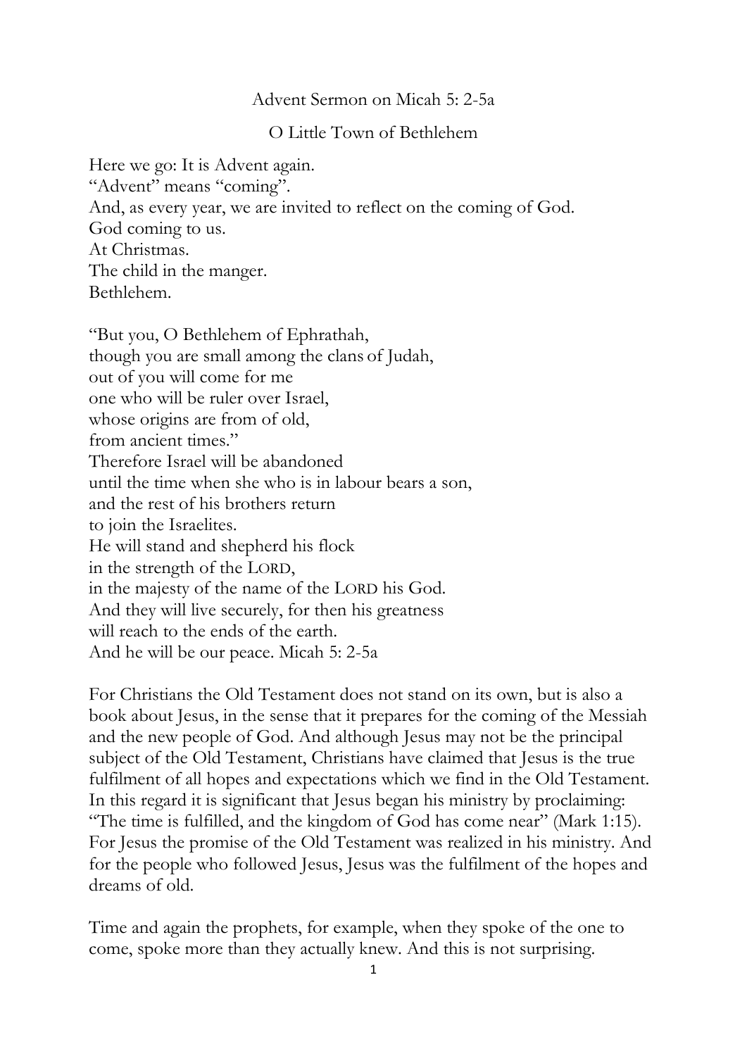# Advent Sermon on Micah 5: 2-5a

## O Little Town of Bethlehem

Here we go: It is Advent again.
"Advent" means "coming".
And, as every year, we are invited to reflect on the coming of God.
God coming to us.
At Christmas.
The child in the manger.
Bethlehem.

"But you, O Bethlehem of Ephrathah,
though you are small among the clans of Judah,
out of you will come for me
one who will be ruler over Israel,
whose origins are from of old,
from ancient times."
Therefore Israel will be abandoned
until the time when she who is in labour bears a son,
and the rest of his brothers return
to join the Israelites.
He will stand and shepherd his flock
in the strength of the LORD,
in the majesty of the name of the LORD his God.
And they will live securely, for then his greatness
will reach to the ends of the earth.
And he will be our peace. Micah 5: 2-5a

For Christians the Old Testament does not stand on its own, but is also a book about Jesus, in the sense that it prepares for the coming of the Messiah and the new people of God. And although Jesus may not be the principal subject of the Old Testament, Christians have claimed that Jesus is the true fulfilment of all hopes and expectations which we find in the Old Testament. In this regard it is significant that Jesus began his ministry by proclaiming: "The time is fulfilled, and the kingdom of God has come near" (Mark 1:15). For Jesus the promise of the Old Testament was realized in his ministry. And for the people who followed Jesus, Jesus was the fulfilment of the hopes and dreams of old.

Time and again the prophets, for example, when they spoke of the one to come, spoke more than they actually knew. And this is not surprising.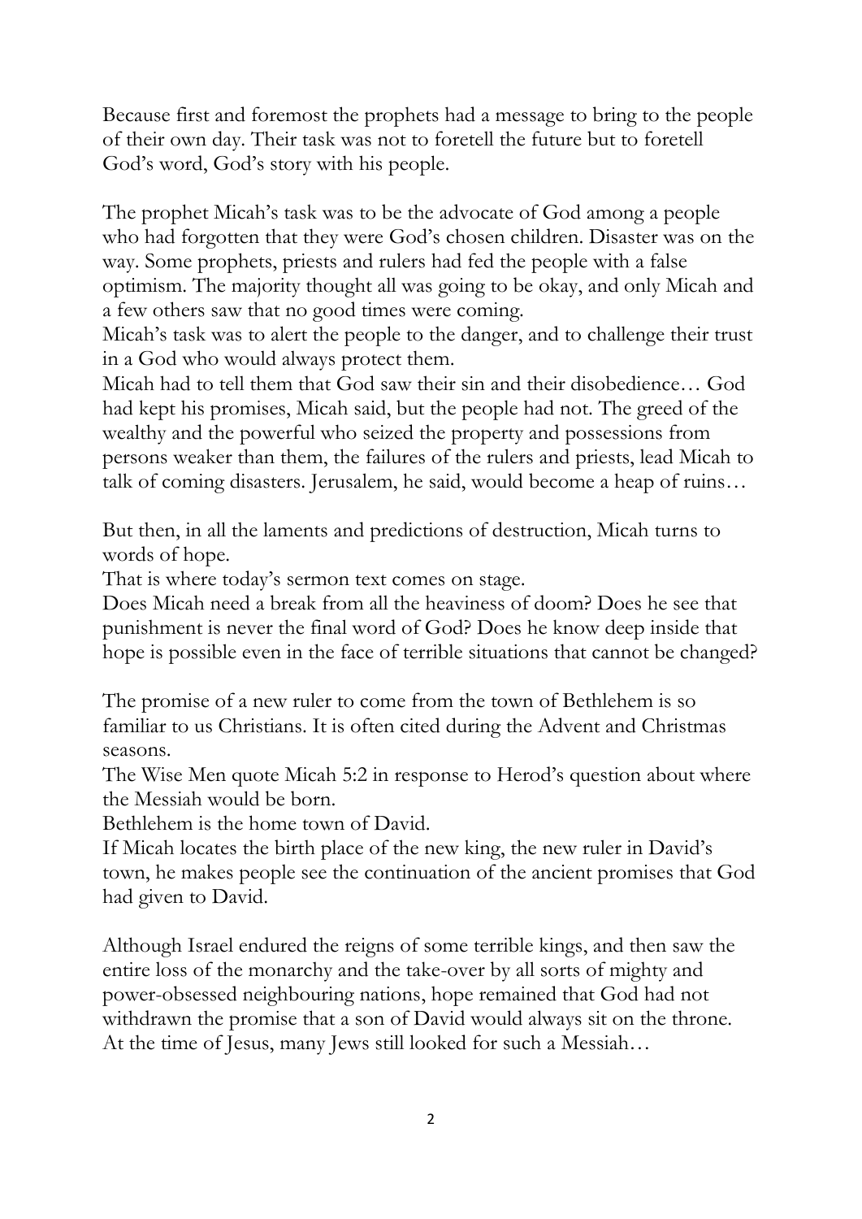Because first and foremost the prophets had a message to bring to the people of their own day. Their task was not to foretell the future but to foretell God's word, God's story with his people.

The prophet Micah's task was to be the advocate of God among a people who had forgotten that they were God's chosen children. Disaster was on the way. Some prophets, priests and rulers had fed the people with a false optimism. The majority thought all was going to be okay, and only Micah and a few others saw that no good times were coming.

Micah's task was to alert the people to the danger, and to challenge their trust in a God who would always protect them.

Micah had to tell them that God saw their sin and their disobedience… God had kept his promises, Micah said, but the people had not. The greed of the wealthy and the powerful who seized the property and possessions from persons weaker than them, the failures of the rulers and priests, lead Micah to talk of coming disasters. Jerusalem, he said, would become a heap of ruins…

But then, in all the laments and predictions of destruction, Micah turns to words of hope.

That is where today's sermon text comes on stage.

Does Micah need a break from all the heaviness of doom? Does he see that punishment is never the final word of God? Does he know deep inside that hope is possible even in the face of terrible situations that cannot be changed?

The promise of a new ruler to come from the town of Bethlehem is so familiar to us Christians. It is often cited during the Advent and Christmas seasons.

The Wise Men quote Micah 5:2 in response to Herod's question about where the Messiah would be born.

Bethlehem is the home town of David.

If Micah locates the birth place of the new king, the new ruler in David's town, he makes people see the continuation of the ancient promises that God had given to David.

Although Israel endured the reigns of some terrible kings, and then saw the entire loss of the monarchy and the take-over by all sorts of mighty and power-obsessed neighbouring nations, hope remained that God had not withdrawn the promise that a son of David would always sit on the throne. At the time of Jesus, many Jews still looked for such a Messiah…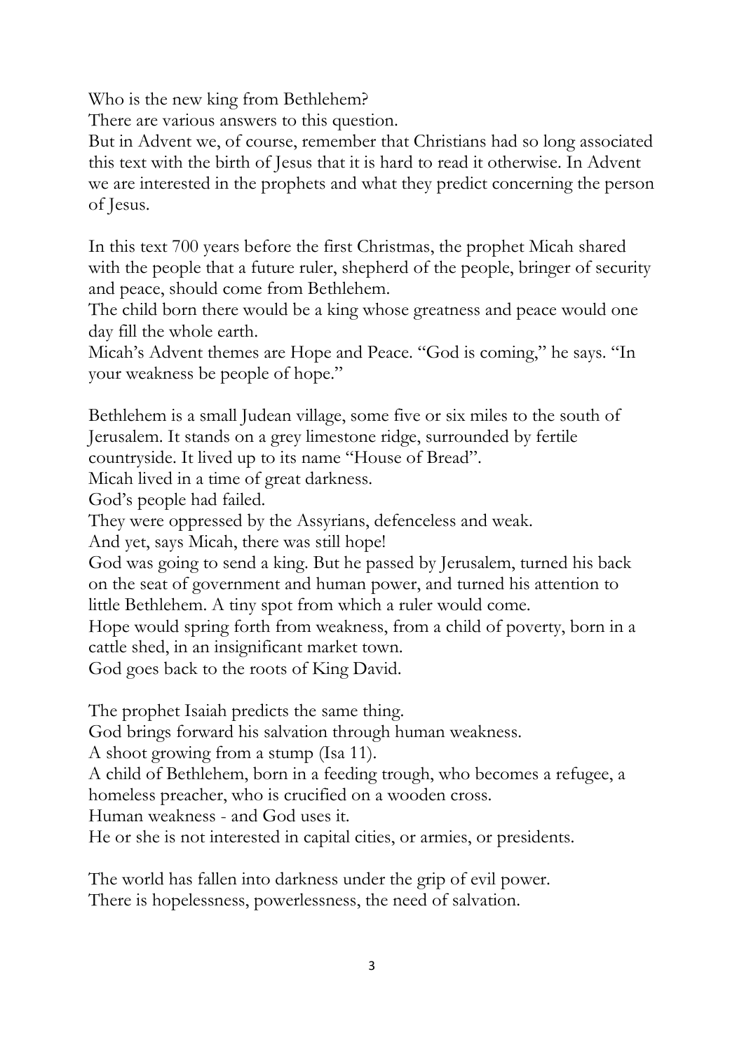Who is the new king from Bethlehem?
There are various answers to this question.
But in Advent we, of course, remember that Christians had so long associated this text with the birth of Jesus that it is hard to read it otherwise. In Advent we are interested in the prophets and what they predict concerning the person of Jesus.

In this text 700 years before the first Christmas, the prophet Micah shared with the people that a future ruler, shepherd of the people, bringer of security and peace, should come from Bethlehem.
The child born there would be a king whose greatness and peace would one day fill the whole earth.
Micah's Advent themes are Hope and Peace. "God is coming," he says. "In your weakness be people of hope."

Bethlehem is a small Judean village, some five or six miles to the south of Jerusalem. It stands on a grey limestone ridge, surrounded by fertile countryside. It lived up to its name "House of Bread".
Micah lived in a time of great darkness.
God's people had failed.
They were oppressed by the Assyrians, defenceless and weak.
And yet, says Micah, there was still hope!
God was going to send a king. But he passed by Jerusalem, turned his back on the seat of government and human power, and turned his attention to little Bethlehem. A tiny spot from which a ruler would come.
Hope would spring forth from weakness, from a child of poverty, born in a cattle shed, in an insignificant market town.
God goes back to the roots of King David.

The prophet Isaiah predicts the same thing.
God brings forward his salvation through human weakness.
A shoot growing from a stump (Isa 11).
A child of Bethlehem, born in a feeding trough, who becomes a refugee, a homeless preacher, who is crucified on a wooden cross.
Human weakness - and God uses it.
He or she is not interested in capital cities, or armies, or presidents.

The world has fallen into darkness under the grip of evil power.
There is hopelessness, powerlessness, the need of salvation.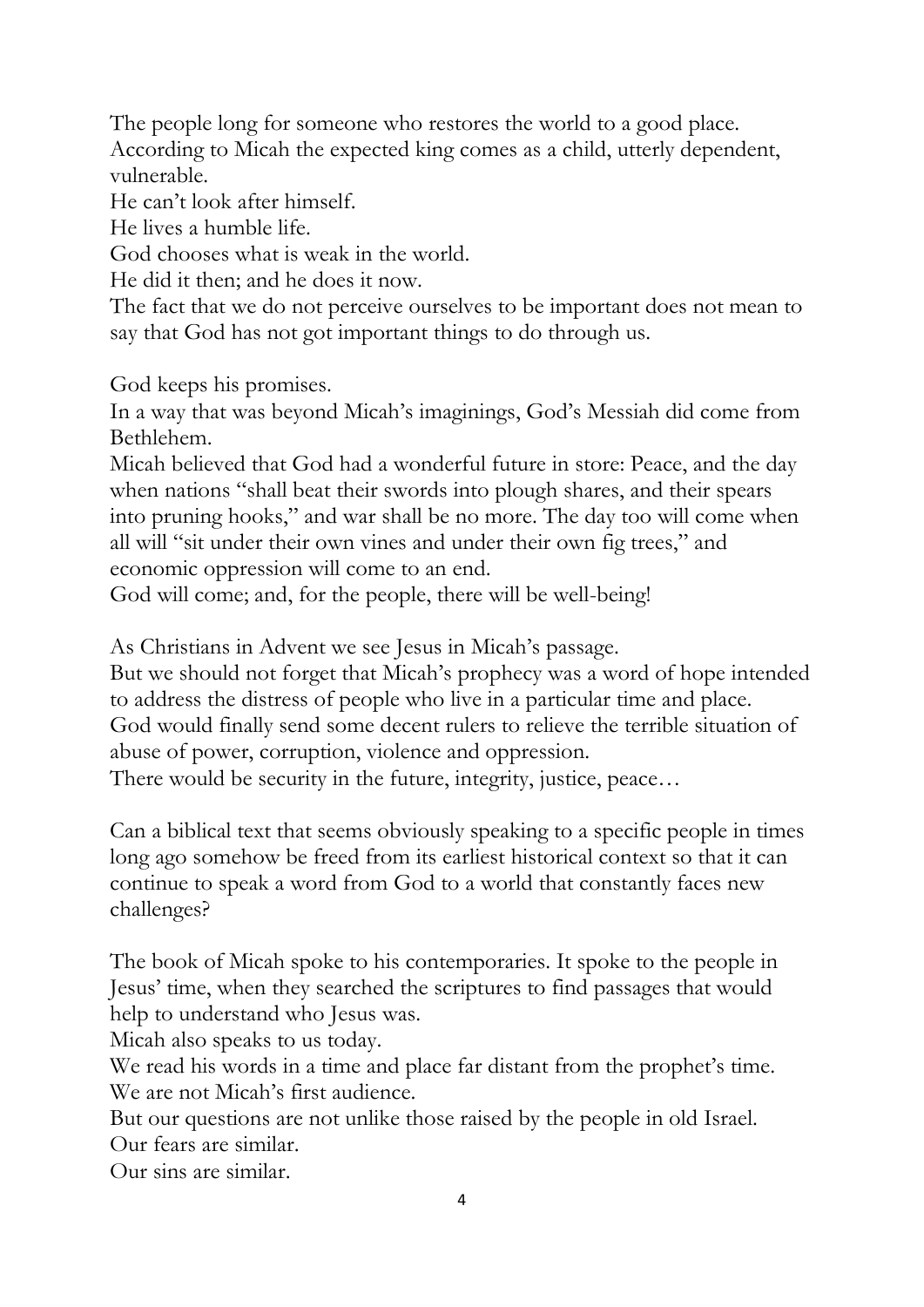The people long for someone who restores the world to a good place.
According to Micah the expected king comes as a child, utterly dependent, vulnerable.
He can't look after himself.
He lives a humble life.
God chooses what is weak in the world.
He did it then; and he does it now.
The fact that we do not perceive ourselves to be important does not mean to say that God has not got important things to do through us.

God keeps his promises.
In a way that was beyond Micah's imaginings, God's Messiah did come from Bethlehem.
Micah believed that God had a wonderful future in store: Peace, and the day when nations "shall beat their swords into plough shares, and their spears into pruning hooks," and war shall be no more. The day too will come when all will "sit under their own vines and under their own fig trees," and economic oppression will come to an end.
God will come; and, for the people, there will be well-being!

As Christians in Advent we see Jesus in Micah's passage.
But we should not forget that Micah's prophecy was a word of hope intended to address the distress of people who live in a particular time and place.
God would finally send some decent rulers to relieve the terrible situation of abuse of power, corruption, violence and oppression.
There would be security in the future, integrity, justice, peace…

Can a biblical text that seems obviously speaking to a specific people in times long ago somehow be freed from its earliest historical context so that it can continue to speak a word from God to a world that constantly faces new challenges?

The book of Micah spoke to his contemporaries. It spoke to the people in Jesus' time, when they searched the scriptures to find passages that would help to understand who Jesus was.
Micah also speaks to us today.
We read his words in a time and place far distant from the prophet's time.
We are not Micah's first audience.
But our questions are not unlike those raised by the people in old Israel.
Our fears are similar.
Our sins are similar.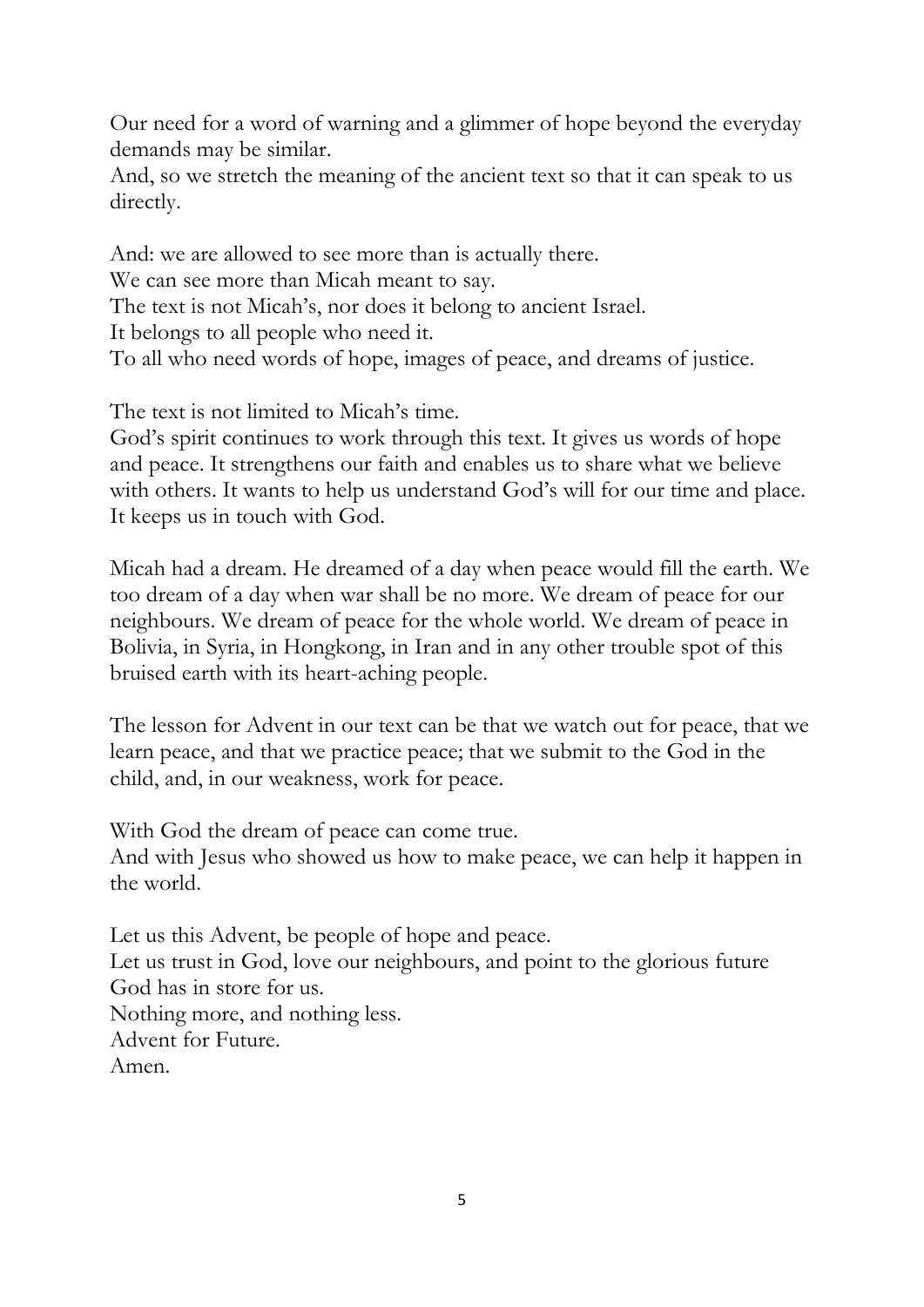Our need for a word of warning and a glimmer of hope beyond the everyday demands may be similar.
And, so we stretch the meaning of the ancient text so that it can speak to us directly.

And: we are allowed to see more than is actually there.
We can see more than Micah meant to say.
The text is not Micah's, nor does it belong to ancient Israel.
It belongs to all people who need it.
To all who need words of hope, images of peace, and dreams of justice.

The text is not limited to Micah's time.
God's spirit continues to work through this text. It gives us words of hope and peace. It strengthens our faith and enables us to share what we believe with others. It wants to help us understand God's will for our time and place. It keeps us in touch with God.

Micah had a dream. He dreamed of a day when peace would fill the earth. We too dream of a day when war shall be no more. We dream of peace for our neighbours. We dream of peace for the whole world. We dream of peace in Bolivia, in Syria, in Hongkong, in Iran and in any other trouble spot of this bruised earth with its heart-aching people.

The lesson for Advent in our text can be that we watch out for peace, that we learn peace, and that we practice peace; that we submit to the God in the child, and, in our weakness, work for peace.

With God the dream of peace can come true.
And with Jesus who showed us how to make peace, we can help it happen in the world.

Let us this Advent, be people of hope and peace.
Let us trust in God, love our neighbours, and point to the glorious future God has in store for us.
Nothing more, and nothing less.
Advent for Future.
Amen.